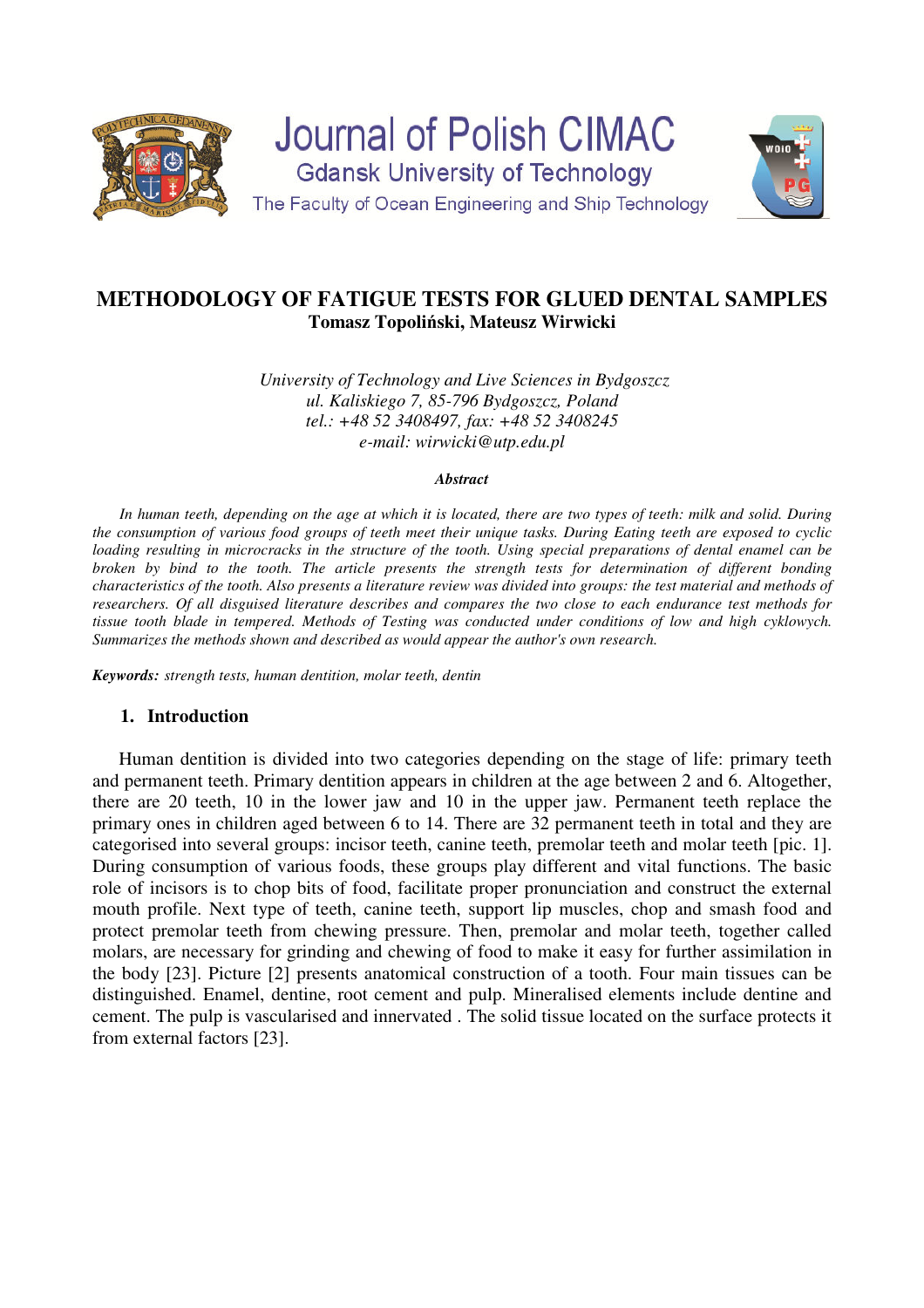Journal of Polish CIMAC

Gdansk University of Technology

The Faculty of Ocean Engineering and Ship Technology

# METHODOLOGY OF FATIGUE TESTS FOR GLUED DENTAL SAMPLES

**Tomasz Topoliński, Mateusz Wirwicki**

*University of Technology and Live Sciences in Bydgoszcz*
*ul. Kaliskiego 7, 85-796 Bydgoszcz, Poland*
*tel.: +48 52 3408497, fax: +48 52 3408245*
*e-mail: wirwicki@utp.edu.pl*

***Abstract***

*In human teeth, depending on the age at which it is located, there are two types of teeth: milk and solid. During the consumption of various food groups of teeth meet their unique tasks. During Eating teeth are exposed to cyclic loading resulting in microcracks in the structure of the tooth. Using special preparations of dental enamel can be broken by bind to the tooth. The article presents the strength tests for determination of different bonding characteristics of the tooth. Also presents a literature review was divided into groups: the test material and methods of researchers. Of all disguised literature describes and compares the two close to each endurance test methods for tissue tooth blade in tempered. Methods of Testing was conducted under conditions of low and high cyklowych. Summarizes the methods shown and described as would appear the author's own research.*

***Keywords:*** *strength tests, human dentition, molar teeth, dentin*

## 1. Introduction

Human dentition is divided into two categories depending on the stage of life: primary teeth and permanent teeth. Primary dentition appears in children at the age between 2 and 6. Altogether, there are 20 teeth, 10 in the lower jaw and 10 in the upper jaw. Permanent teeth replace the primary ones in children aged between 6 to 14. There are 32 permanent teeth in total and they are categorised into several groups: incisor teeth, canine teeth, premolar teeth and molar teeth [pic. 1]. During consumption of various foods, these groups play different and vital functions. The basic role of incisors is to chop bits of food, facilitate proper pronunciation and construct the external mouth profile. Next type of teeth, canine teeth, support lip muscles, chop and smash food and protect premolar teeth from chewing pressure. Then, premolar and molar teeth, together called molars, are necessary for grinding and chewing of food to make it easy for further assimilation in the body [23]. Picture [2] presents anatomical construction of a tooth. Four main tissues can be distinguished. Enamel, dentine, root cement and pulp. Mineralised elements include dentine and cement. The pulp is vascularised and innervated . The solid tissue located on the surface protects it from external factors [23].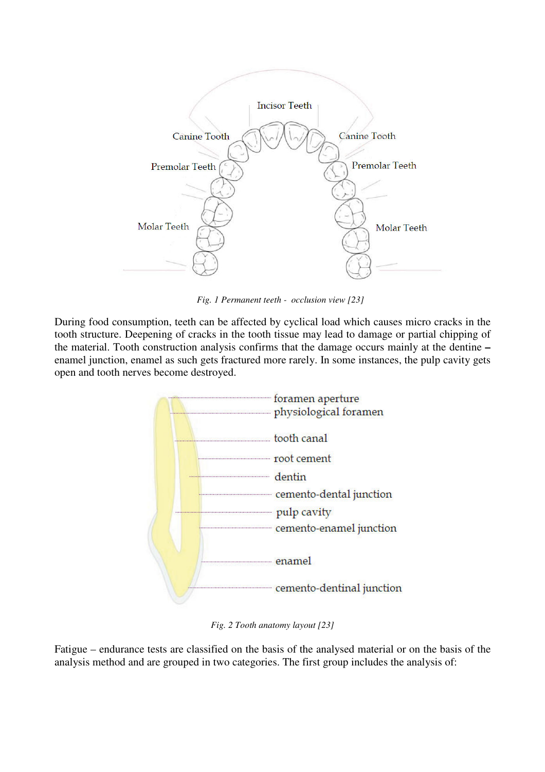Fig. 1 Permanent teeth - occlusion view [23]

During food consumption, teeth can be affected by cyclical load which causes micro cracks in the tooth structure. Deepening of cracks in the tooth tissue may lead to damage or partial chipping of the material. Tooth construction analysis confirms that the damage occurs mainly at the dentine – enamel junction, enamel as such gets fractured more rarely. In some instances, the pulp cavity gets open and tooth nerves become destroyed.

Fig. 2 Tooth anatomy layout [23]

Fatigue – endurance tests are classified on the basis of the analysed material or on the basis of the analysis method and are grouped in two categories. The first group includes the analysis of: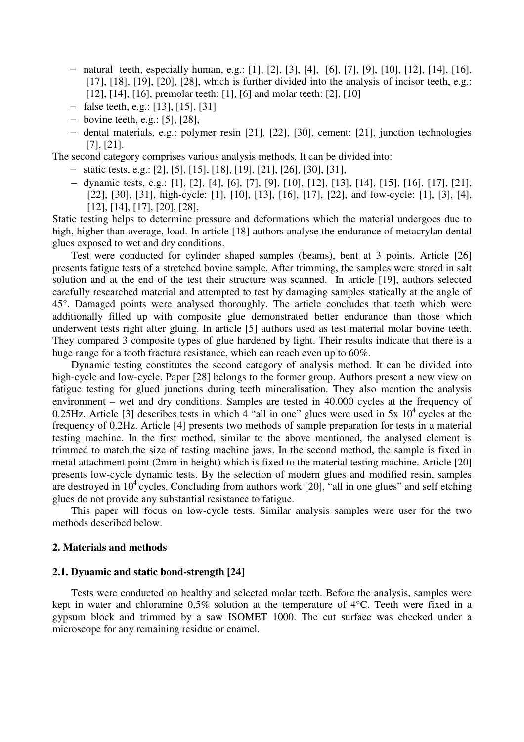- natural teeth, especially human, e.g.: [1], [2], [3], [4], [6], [7], [9], [10], [12], [14], [16], [17], [18], [19], [20], [28], which is further divided into the analysis of incisor teeth, e.g.: [12], [14], [16], premolar teeth: [1], [6] and molar teeth: [2], [10]
- false teeth, e.g.: [13], [15], [31]
- bovine teeth, e.g.: [5], [28],
- dental materials, e.g.: polymer resin [21], [22], [30], cement: [21], junction technologies [7], [21].

The second category comprises various analysis methods. It can be divided into:

- static tests, e.g.: [2], [5], [15], [18], [19], [21], [26], [30], [31],
- dynamic tests, e.g.: [1], [2], [4], [6], [7], [9], [10], [12], [13], [14], [15], [16], [17], [21], [22], [30], [31], high-cycle: [1], [10], [13], [16], [17], [22], and low-cycle: [1], [3], [4], [12], [14], [17], [20], [28],

Static testing helps to determine pressure and deformations which the material undergoes due to high, higher than average, load. In article [18] authors analyse the endurance of metacrylan dental glues exposed to wet and dry conditions.

Test were conducted for cylinder shaped samples (beams), bent at 3 points. Article [26] presents fatigue tests of a stretched bovine sample. After trimming, the samples were stored in salt solution and at the end of the test their structure was scanned. In article [19], authors selected carefully researched material and attempted to test by damaging samples statically at the angle of 45°. Damaged points were analysed thoroughly. The article concludes that teeth which were additionally filled up with composite glue demonstrated better endurance than those which underwent tests right after gluing. In article [5] authors used as test material molar bovine teeth. They compared 3 composite types of glue hardened by light. Their results indicate that there is a huge range for a tooth fracture resistance, which can reach even up to 60%.

Dynamic testing constitutes the second category of analysis method. It can be divided into high-cycle and low-cycle. Paper [28] belongs to the former group. Authors present a new view on fatigue testing for glued junctions during teeth mineralisation. They also mention the analysis environment – wet and dry conditions. Samples are tested in 40.000 cycles at the frequency of 0.25Hz. Article [3] describes tests in which 4 "all in one" glues were used in $5x\ 10^4$ cycles at the frequency of 0.2Hz. Article [4] presents two methods of sample preparation for tests in a material testing machine. In the first method, similar to the above mentioned, the analysed element is trimmed to match the size of testing machine jaws. In the second method, the sample is fixed in metal attachment point (2mm in height) which is fixed to the material testing machine. Article [20] presents low-cycle dynamic tests. By the selection of modern glues and modified resin, samples are destroyed in $10^4$ cycles. Concluding from authors work [20], "all in one glues" and self etching glues do not provide any substantial resistance to fatigue.

This paper will focus on low-cycle tests. Similar analysis samples were user for the two methods described below.

## 2. Materials and methods

### 2.1. Dynamic and static bond-strength [24]

Tests were conducted on healthy and selected molar teeth. Before the analysis, samples were kept in water and chloramine 0,5% solution at the temperature of 4°C. Teeth were fixed in a gypsum block and trimmed by a saw ISOMET 1000. The cut surface was checked under a microscope for any remaining residue or enamel.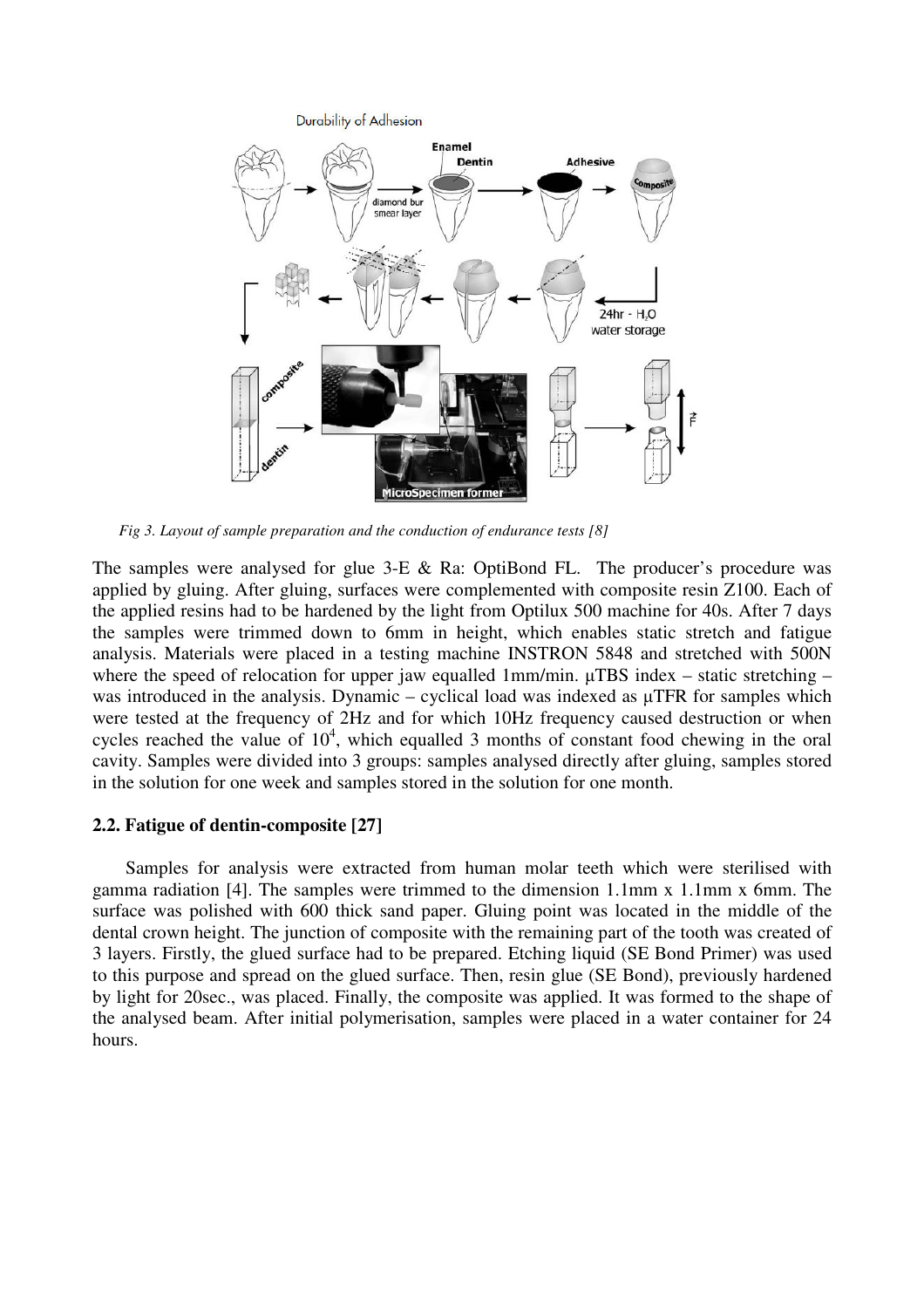*Fig 3. Layout of sample preparation and the conduction of endurance tests [8]*

The samples were analysed for glue 3-E & Ra: OptiBond FL. The producer's procedure was applied by gluing. After gluing, surfaces were complemented with composite resin Z100. Each of the applied resins had to be hardened by the light from Optilux 500 machine for 40s. After 7 days the samples were trimmed down to 6mm in height, which enables static stretch and fatigue analysis. Materials were placed in a testing machine INSTRON 5848 and stretched with 500N where the speed of relocation for upper jaw equalled 1mm/min. µTBS index – static stretching – was introduced in the analysis. Dynamic – cyclical load was indexed as µTFR for samples which were tested at the frequency of 2Hz and for which 10Hz frequency caused destruction or when cycles reached the value of $10^4$, which equalled 3 months of constant food chewing in the oral cavity. Samples were divided into 3 groups: samples analysed directly after gluing, samples stored in the solution for one week and samples stored in the solution for one month.

### 2.2. Fatigue of dentin-composite [27]

Samples for analysis were extracted from human molar teeth which were sterilised with gamma radiation [4]. The samples were trimmed to the dimension 1.1mm x 1.1mm x 6mm. The surface was polished with 600 thick sand paper. Gluing point was located in the middle of the dental crown height. The junction of composite with the remaining part of the tooth was created of 3 layers. Firstly, the glued surface had to be prepared. Etching liquid (SE Bond Primer) was used to this purpose and spread on the glued surface. Then, resin glue (SE Bond), previously hardened by light for 20sec., was placed. Finally, the composite was applied. It was formed to the shape of the analysed beam. After initial polymerisation, samples were placed in a water container for 24 hours.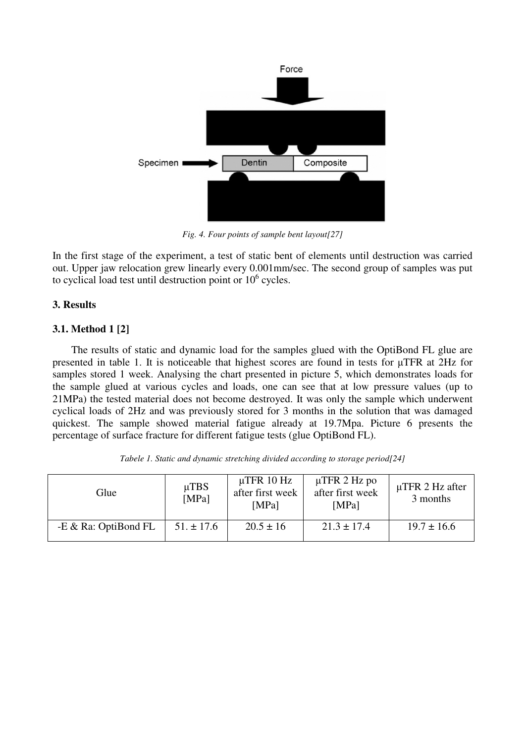*Fig. 4. Four points of sample bent layout[27]*

In the first stage of the experiment, a test of static bent of elements until destruction was carried out. Upper jaw relocation grew linearly every 0.001mm/sec. The second group of samples was put to cyclical load test until destruction point or $10^6$ cycles.

### 3. Results

### 3.1. Method 1 [2]

The results of static and dynamic load for the samples glued with the OptiBond FL glue are presented in table 1. It is noticeable that highest scores are found in tests for µTFR at 2Hz for samples stored 1 week. Analysing the chart presented in picture 5, which demonstrates loads for the sample glued at various cycles and loads, one can see that at low pressure values (up to 21MPa) the tested material does not become destroyed. It was only the sample which underwent cyclical loads of 2Hz and was previously stored for 3 months in the solution that was damaged quickest. The sample showed material fatigue already at 19.7Mpa. Picture 6 presents the percentage of surface fracture for different fatigue tests (glue OptiBond FL).

*Tabele 1. Static and dynamic stretching divided according to storage period[24]*

| Glue | µTBS [MPa] | µTFR 10 Hz after first week [MPa] | µTFR 2 Hz po after first week [MPa] | µTFR 2 Hz after 3 months |
|---|---|---|---|---|
| -E & Ra: OptiBond FL | 51. ± 17.6 | 20.5 ± 16 | 21.3 ± 17.4 | 19.7 ± 16.6 |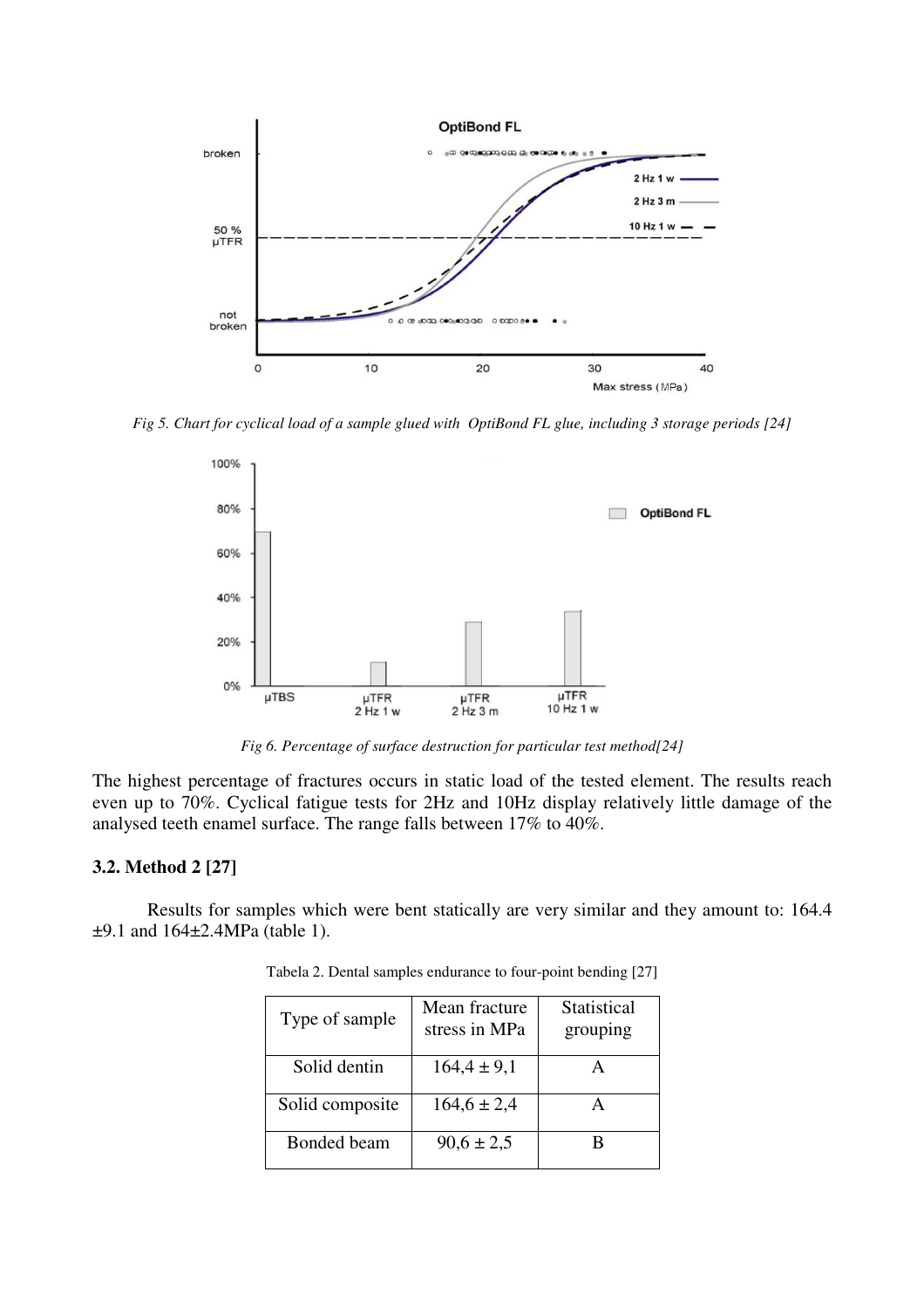*Fig 5. Chart for cyclical load of a sample glued with OptiBond FL glue, including 3 storage periods [24]*

*Fig 6. Percentage of surface destruction for particular test method[24]*

The highest percentage of fractures occurs in static load of the tested element. The results reach even up to 70%. Cyclical fatigue tests for 2Hz and 10Hz display relatively little damage of the analysed teeth enamel surface. The range falls between 17% to 40%.

### 3.2. Method 2 [27]

Results for samples which were bent statically are very similar and they amount to: 164.4 ±9.1 and 164±2.4MPa (table 1).

Tabela 2. Dental samples endurance to four-point bending [27]

| Type of sample | Mean fracture stress in MPa | Statistical grouping |
|---|---|---|
| Solid dentin | 164,4 ± 9,1 | A |
| Solid composite | 164,6 ± 2,4 | A |
| Bonded beam | 90,6 ± 2,5 | B |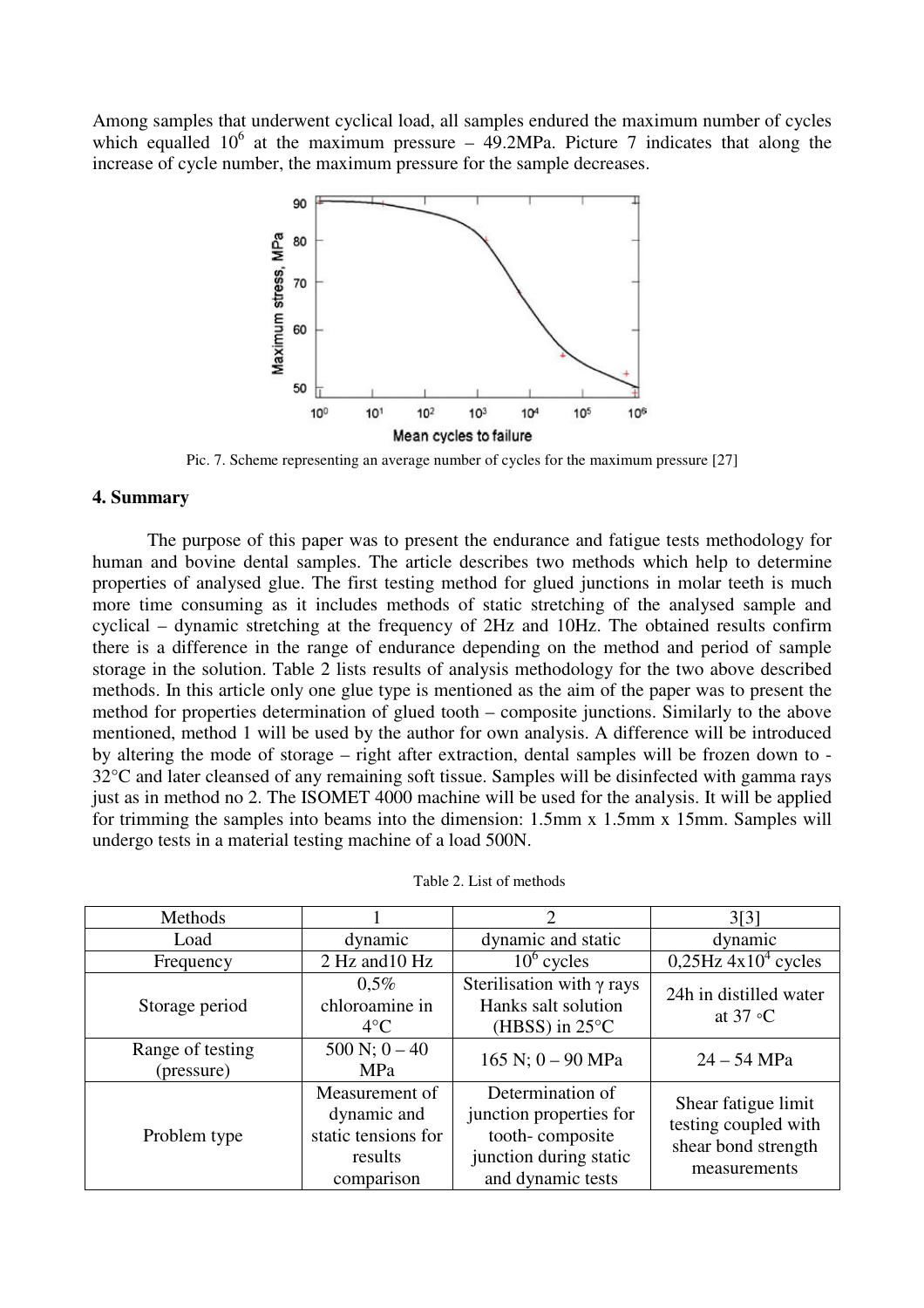Among samples that underwent cyclical load, all samples endured the maximum number of cycles which equalled $10^6$ at the maximum pressure – 49.2MPa. Picture 7 indicates that along the increase of cycle number, the maximum pressure for the sample decreases.

Pic. 7. Scheme representing an average number of cycles for the maximum pressure [27]

## 4. Summary

The purpose of this paper was to present the endurance and fatigue tests methodology for human and bovine dental samples. The article describes two methods which help to determine properties of analysed glue. The first testing method for glued junctions in molar teeth is much more time consuming as it includes methods of static stretching of the analysed sample and cyclical – dynamic stretching at the frequency of 2Hz and 10Hz. The obtained results confirm there is a difference in the range of endurance depending on the method and period of sample storage in the solution. Table 2 lists results of analysis methodology for the two above described methods. In this article only one glue type is mentioned as the aim of the paper was to present the method for properties determination of glued tooth – composite junctions. Similarly to the above mentioned, method 1 will be used by the author for own analysis. A difference will be introduced by altering the mode of storage – right after extraction, dental samples will be frozen down to -32°C and later cleansed of any remaining soft tissue. Samples will be disinfected with gamma rays just as in method no 2. The ISOMET 4000 machine will be used for the analysis. It will be applied for trimming the samples into beams into the dimension: 1.5mm x 1.5mm x 15mm. Samples will undergo tests in a material testing machine of a load 500N.

Table 2. List of methods

| Methods | 1 | 2 | 3[3] |
|---|---|---|---|
| Load | dynamic | dynamic and static | dynamic |
| Frequency | 2 Hz and10 Hz | $10^6$ cycles | 0,25Hz $4x10^4$ cycles |
| Storage period | 0,5% chloroamine in 4°C | Sterilisation with γ rays Hanks salt solution (HBSS) in 25°C | 24h in distilled water at 37 ◦C |
| Range of testing (pressure) | 500 N; 0 – 40 MPa | 165 N; 0 – 90 MPa | 24 – 54 MPa |
| Problem type | Measurement of dynamic and static tensions for results comparison | Determination of junction properties for tooth- composite junction during static and dynamic tests | Shear fatigue limit testing coupled with shear bond strength measurements |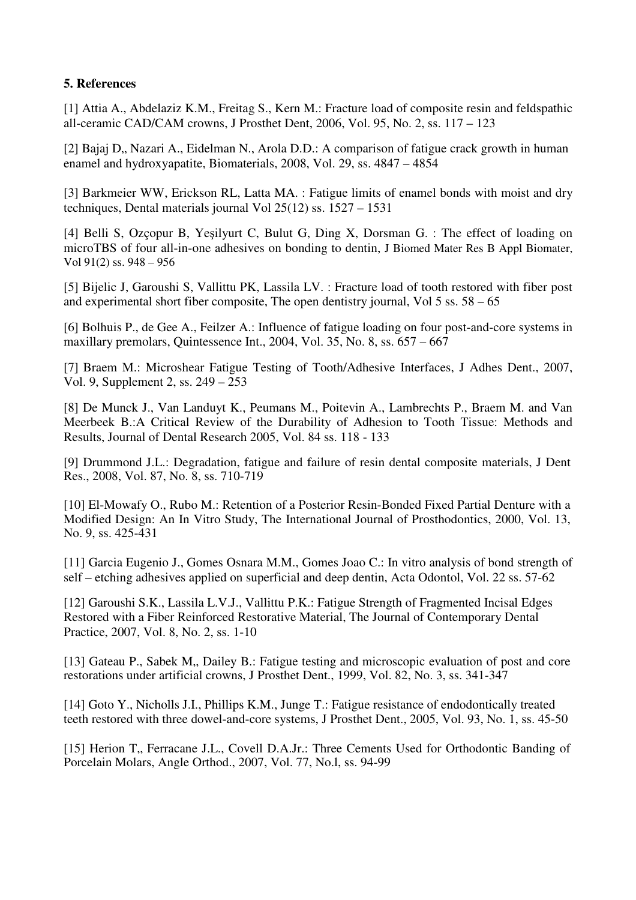**5. References**

[1] Attia A., Abdelaziz K.M., Freitag S., Kern M.: Fracture load of composite resin and feldspathic all-ceramic CAD/CAM crowns, J Prosthet Dent, 2006, Vol. 95, No. 2, ss. 117 – 123

[2] Bajaj D,, Nazari A., Eidelman N., Arola D.D.: A comparison of fatigue crack growth in human enamel and hydroxyapatite, Biomaterials, 2008, Vol. 29, ss. 4847 – 4854

[3] Barkmeier WW, Erickson RL, Latta MA. : Fatigue limits of enamel bonds with moist and dry techniques, Dental materials journal Vol 25(12) ss. 1527 – 1531

[4] Belli S, Ozçopur B, Yeşilyurt C, Bulut G, Ding X, Dorsman G. : The effect of loading on microTBS of four all-in-one adhesives on bonding to dentin, J Biomed Mater Res B Appl Biomater, Vol 91(2) ss. 948 – 956

[5] Bijelic J, Garoushi S, Vallittu PK, Lassila LV. : Fracture load of tooth restored with fiber post and experimental short fiber composite, The open dentistry journal, Vol 5 ss. 58 – 65

[6] Bolhuis P., de Gee A., Feilzer A.: Influence of fatigue loading on four post-and-core systems in maxillary premolars, Quintessence Int., 2004, Vol. 35, No. 8, ss. 657 – 667

[7] Braem M.: Microshear Fatigue Testing of Tooth/Adhesive Interfaces, J Adhes Dent., 2007, Vol. 9, Supplement 2, ss. 249 – 253

[8] De Munck J., Van Landuyt K., Peumans M., Poitevin A., Lambrechts P., Braem M. and Van Meerbeek B.:A Critical Review of the Durability of Adhesion to Tooth Tissue: Methods and Results, Journal of Dental Research 2005, Vol. 84 ss. 118 - 133

[9] Drummond J.L.: Degradation, fatigue and failure of resin dental composite materials, J Dent Res., 2008, Vol. 87, No. 8, ss. 710-719

[10] El-Mowafy O., Rubo M.: Retention of a Posterior Resin-Bonded Fixed Partial Denture with a Modified Design: An In Vitro Study, The International Journal of Prosthodontics, 2000, Vol. 13, No. 9, ss. 425-431

[11] Garcia Eugenio J., Gomes Osnara M.M., Gomes Joao C.: In vitro analysis of bond strength of self – etching adhesives applied on superficial and deep dentin, Acta Odontol, Vol. 22 ss. 57-62

[12] Garoushi S.K., Lassila L.V.J., Vallittu P.K.: Fatigue Strength of Fragmented Incisal Edges Restored with a Fiber Reinforced Restorative Material, The Journal of Contemporary Dental Practice, 2007, Vol. 8, No. 2, ss. 1-10

[13] Gateau P., Sabek M,, Dailey B.: Fatigue testing and microscopic evaluation of post and core restorations under artificial crowns, J Prosthet Dent., 1999, Vol. 82, No. 3, ss. 341-347

[14] Goto Y., Nicholls J.I., Phillips K.M., Junge T.: Fatigue resistance of endodontically treated teeth restored with three dowel-and-core systems, J Prosthet Dent., 2005, Vol. 93, No. 1, ss. 45-50

[15] Herion T,, Ferracane J.L., Covell D.A.Jr.: Three Cements Used for Orthodontic Banding of Porcelain Molars, Angle Orthod., 2007, Vol. 77, No.l, ss. 94-99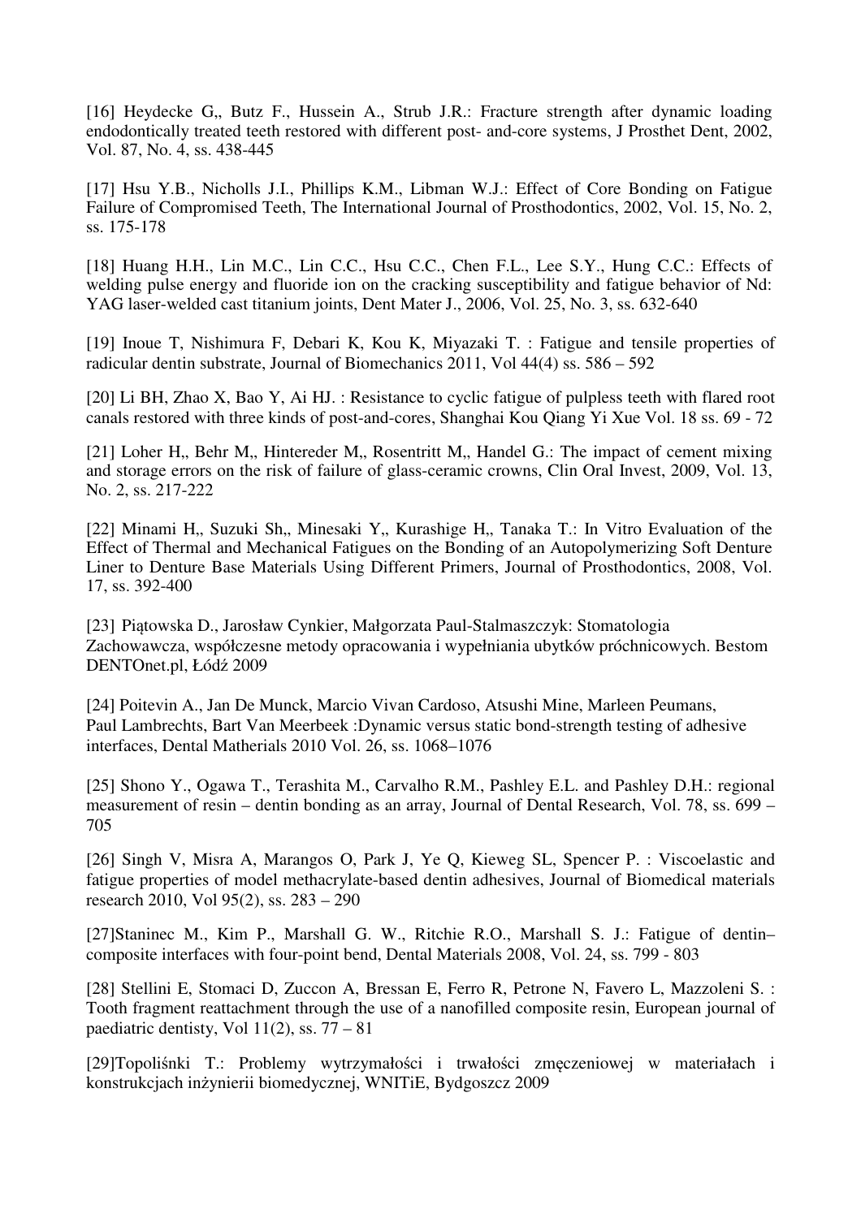[16] Heydecke G,, Butz F., Hussein A., Strub J.R.: Fracture strength after dynamic loading endodontically treated teeth restored with different post- and-core systems, J Prosthet Dent, 2002, Vol. 87, No. 4, ss. 438-445

[17] Hsu Y.B., Nicholls J.I., Phillips K.M., Libman W.J.: Effect of Core Bonding on Fatigue Failure of Compromised Teeth, The International Journal of Prosthodontics, 2002, Vol. 15, No. 2, ss. 175-178

[18] Huang H.H., Lin M.C., Lin C.C., Hsu C.C., Chen F.L., Lee S.Y., Hung C.C.: Effects of welding pulse energy and fluoride ion on the cracking susceptibility and fatigue behavior of Nd: YAG laser-welded cast titanium joints, Dent Mater J., 2006, Vol. 25, No. 3, ss. 632-640

[19] Inoue T, Nishimura F, Debari K, Kou K, Miyazaki T. : Fatigue and tensile properties of radicular dentin substrate, Journal of Biomechanics 2011, Vol 44(4) ss. 586 – 592

[20] Li BH, Zhao X, Bao Y, Ai HJ. : Resistance to cyclic fatigue of pulpless teeth with flared root canals restored with three kinds of post-and-cores, Shanghai Kou Qiang Yi Xue Vol. 18 ss. 69 - 72

[21] Loher H,, Behr M,, Hintereder M,, Rosentritt M,, Handel G.: The impact of cement mixing and storage errors on the risk of failure of glass-ceramic crowns, Clin Oral Invest, 2009, Vol. 13, No. 2, ss. 217-222

[22] Minami H,, Suzuki Sh,, Minesaki Y,, Kurashige H,, Tanaka T.: In Vitro Evaluation of the Effect of Thermal and Mechanical Fatigues on the Bonding of an Autopolymerizing Soft Denture Liner to Denture Base Materials Using Different Primers, Journal of Prosthodontics, 2008, Vol. 17, ss. 392-400

[23] Piątowska D., Jarosław Cynkier, Małgorzata Paul-Stalmaszczyk: Stomatologia Zachowawcza, współczesne metody opracowania i wypełniania ubytków próchnicowych. Bestom DENTOnet.pl, Łódź 2009

[24] Poitevin A., Jan De Munck, Marcio Vivan Cardoso, Atsushi Mine, Marleen Peumans, Paul Lambrechts, Bart Van Meerbeek :Dynamic versus static bond-strength testing of adhesive interfaces, Dental Matherials 2010 Vol. 26, ss. 1068–1076

[25] Shono Y., Ogawa T., Terashita M., Carvalho R.M., Pashley E.L. and Pashley D.H.: regional measurement of resin – dentin bonding as an array, Journal of Dental Research, Vol. 78, ss. 699 – 705

[26] Singh V, Misra A, Marangos O, Park J, Ye Q, Kieweg SL, Spencer P. : Viscoelastic and fatigue properties of model methacrylate-based dentin adhesives, Journal of Biomedical materials research 2010, Vol 95(2), ss. 283 – 290

[27]Staninec M., Kim P., Marshall G. W., Ritchie R.O., Marshall S. J.: Fatigue of dentin–composite interfaces with four-point bend, Dental Materials 2008, Vol. 24, ss. 799 - 803

[28] Stellini E, Stomaci D, Zuccon A, Bressan E, Ferro R, Petrone N, Favero L, Mazzoleni S. : Tooth fragment reattachment through the use of a nanofilled composite resin, European journal of paediatric dentisty, Vol 11(2), ss. 77 – 81

[29]Topolińnki T.: Problemy wytrzymałości i trwałości zmęczeniowej w materiałach i konstrukcjach inżynierii biomedycznej, WNITiE, Bydgoszcz 2009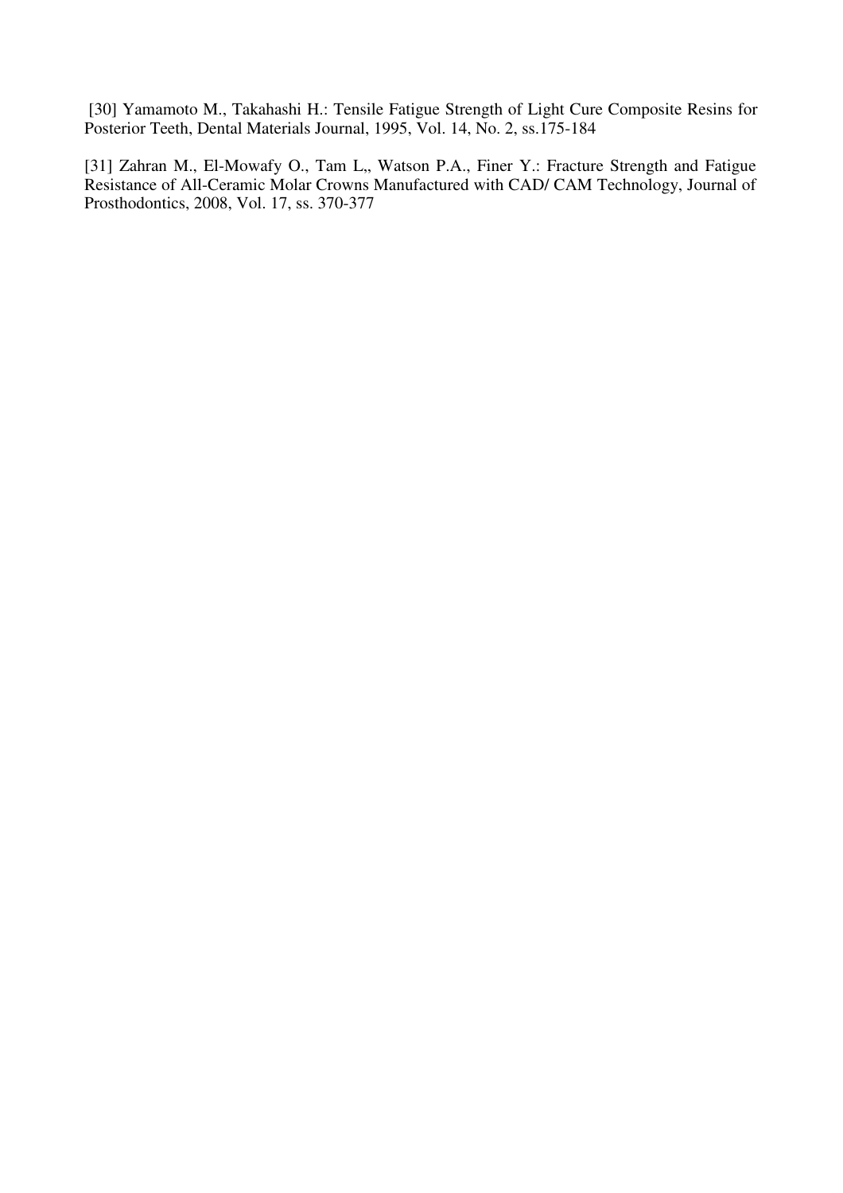[30] Yamamoto M., Takahashi H.: Tensile Fatigue Strength of Light Cure Composite Resins for Posterior Teeth, Dental Materials Journal, 1995, Vol. 14, No. 2, ss.175-184

[31] Zahran M., El-Mowafy O., Tam L,, Watson P.A., Finer Y.: Fracture Strength and Fatigue Resistance of All-Ceramic Molar Crowns Manufactured with CAD/ CAM Technology, Journal of Prosthodontics, 2008, Vol. 17, ss. 370-377